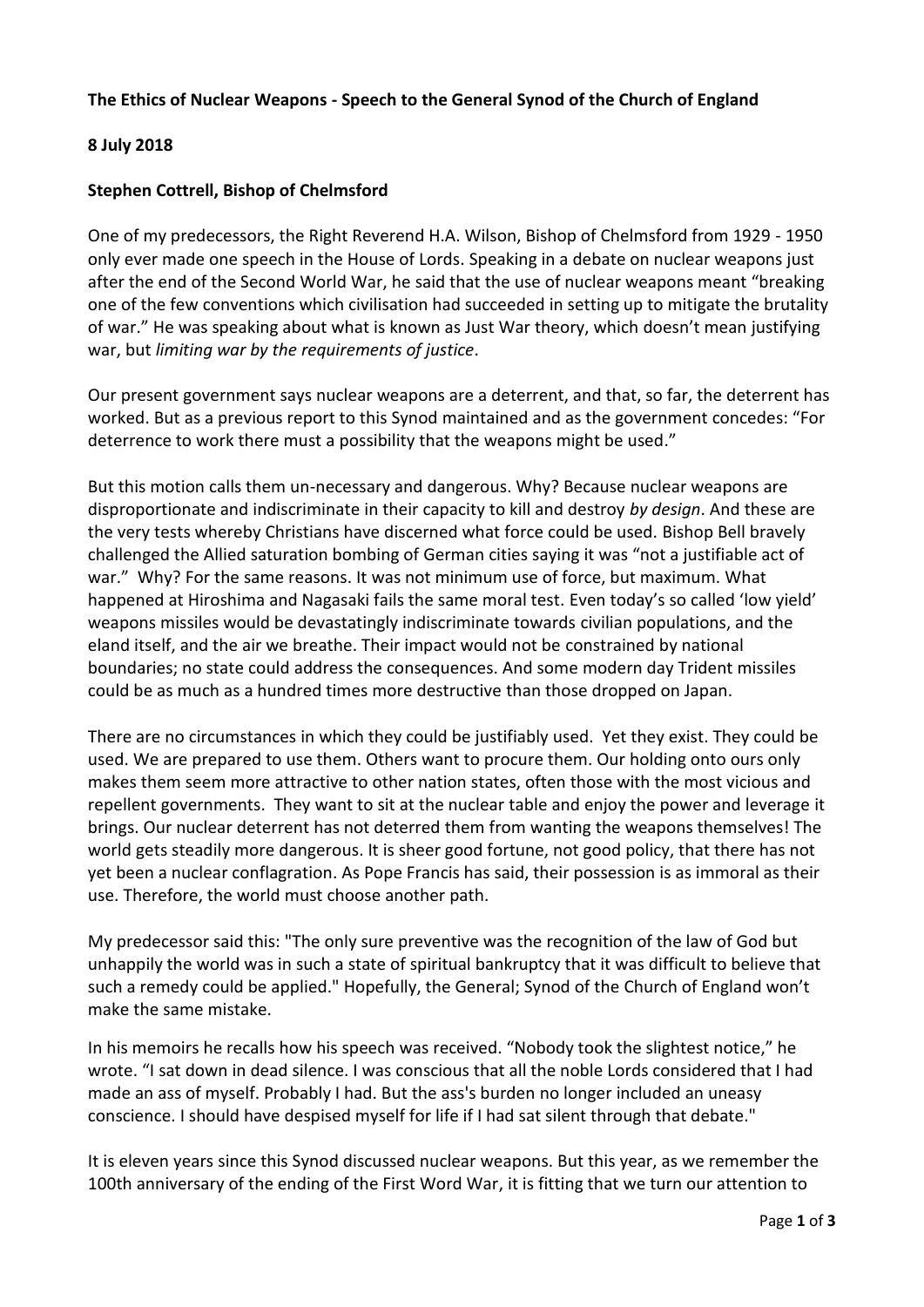**The Ethics of Nuclear Weapons - Speech to the General Synod of the Church of England**

**8 July 2018**

**Stephen Cottrell, Bishop of Chelmsford**

One of my predecessors, the Right Reverend H.A. Wilson, Bishop of Chelmsford from 1929 - 1950 only ever made one speech in the House of Lords. Speaking in a debate on nuclear weapons just after the end of the Second World War, he said that the use of nuclear weapons meant "breaking one of the few conventions which civilisation had succeeded in setting up to mitigate the brutality of war." He was speaking about what is known as Just War theory, which doesn't mean justifying war, but *limiting war by the requirements of justice*.

Our present government says nuclear weapons are a deterrent, and that, so far, the deterrent has worked. But as a previous report to this Synod maintained and as the government concedes: "For deterrence to work there must a possibility that the weapons might be used."

But this motion calls them un-necessary and dangerous. Why? Because nuclear weapons are disproportionate and indiscriminate in their capacity to kill and destroy *by design*. And these are the very tests whereby Christians have discerned what force could be used. Bishop Bell bravely challenged the Allied saturation bombing of German cities saying it was "not a justifiable act of war." Why? For the same reasons. It was not minimum use of force, but maximum. What happened at Hiroshima and Nagasaki fails the same moral test. Even today's so called 'low yield' weapons missiles would be devastatingly indiscriminate towards civilian populations, and the eland itself, and the air we breathe. Their impact would not be constrained by national boundaries; no state could address the consequences. And some modern day Trident missiles could be as much as a hundred times more destructive than those dropped on Japan.

There are no circumstances in which they could be justifiably used. Yet they exist. They could be used. We are prepared to use them. Others want to procure them. Our holding onto ours only makes them seem more attractive to other nation states, often those with the most vicious and repellent governments. They want to sit at the nuclear table and enjoy the power and leverage it brings. Our nuclear deterrent has not deterred them from wanting the weapons themselves! The world gets steadily more dangerous. It is sheer good fortune, not good policy, that there has not yet been a nuclear conflagration. As Pope Francis has said, their possession is as immoral as their use. Therefore, the world must choose another path.

My predecessor said this: "The only sure preventive was the recognition of the law of God but unhappily the world was in such a state of spiritual bankruptcy that it was difficult to believe that such a remedy could be applied." Hopefully, the General; Synod of the Church of England won't make the same mistake.

In his memoirs he recalls how his speech was received. "Nobody took the slightest notice," he wrote. "I sat down in dead silence. I was conscious that all the noble Lords considered that I had made an ass of myself. Probably I had. But the ass's burden no longer included an uneasy conscience. I should have despised myself for life if I had sat silent through that debate."

It is eleven years since this Synod discussed nuclear weapons. But this year, as we remember the 100th anniversary of the ending of the First Word War, it is fitting that we turn our attention to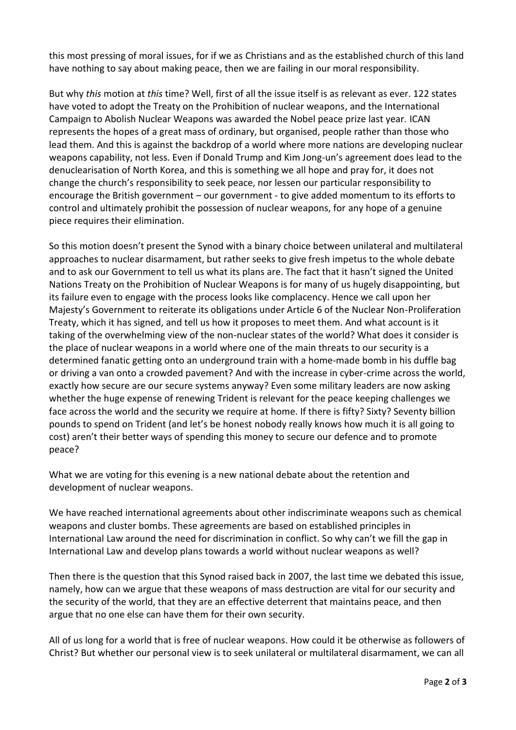this most pressing of moral issues, for if we as Christians and as the established church of this land have nothing to say about making peace, then we are failing in our moral responsibility.

But why *this* motion at *this* time? Well, first of all the issue itself is as relevant as ever. 122 states have voted to adopt the Treaty on the Prohibition of nuclear weapons, and the International Campaign to Abolish Nuclear Weapons was awarded the Nobel peace prize last year. ICAN represents the hopes of a great mass of ordinary, but organised, people rather than those who lead them. And this is against the backdrop of a world where more nations are developing nuclear weapons capability, not less. Even if Donald Trump and Kim Jong-un's agreement does lead to the denuclearisation of North Korea, and this is something we all hope and pray for, it does not change the church's responsibility to seek peace, nor lessen our particular responsibility to encourage the British government – our government - to give added momentum to its efforts to control and ultimately prohibit the possession of nuclear weapons, for any hope of a genuine piece requires their elimination.

So this motion doesn't present the Synod with a binary choice between unilateral and multilateral approaches to nuclear disarmament, but rather seeks to give fresh impetus to the whole debate and to ask our Government to tell us what its plans are. The fact that it hasn't signed the United Nations Treaty on the Prohibition of Nuclear Weapons is for many of us hugely disappointing, but its failure even to engage with the process looks like complacency. Hence we call upon her Majesty's Government to reiterate its obligations under Article 6 of the Nuclear Non-Proliferation Treaty, which it has signed, and tell us how it proposes to meet them. And what account is it taking of the overwhelming view of the non-nuclear states of the world? What does it consider is the place of nuclear weapons in a world where one of the main threats to our security is a determined fanatic getting onto an underground train with a home-made bomb in his duffle bag or driving a van onto a crowded pavement? And with the increase in cyber-crime across the world, exactly how secure are our secure systems anyway? Even some military leaders are now asking whether the huge expense of renewing Trident is relevant for the peace keeping challenges we face across the world and the security we require at home. If there is fifty? Sixty? Seventy billion pounds to spend on Trident (and let's be honest nobody really knows how much it is all going to cost) aren't their better ways of spending this money to secure our defence and to promote peace?

What we are voting for this evening is a new national debate about the retention and development of nuclear weapons.

We have reached international agreements about other indiscriminate weapons such as chemical weapons and cluster bombs. These agreements are based on established principles in International Law around the need for discrimination in conflict. So why can't we fill the gap in International Law and develop plans towards a world without nuclear weapons as well?

Then there is the question that this Synod raised back in 2007, the last time we debated this issue, namely, how can we argue that these weapons of mass destruction are vital for our security and the security of the world, that they are an effective deterrent that maintains peace, and then argue that no one else can have them for their own security.

All of us long for a world that is free of nuclear weapons. How could it be otherwise as followers of Christ? But whether our personal view is to seek unilateral or multilateral disarmament, we can all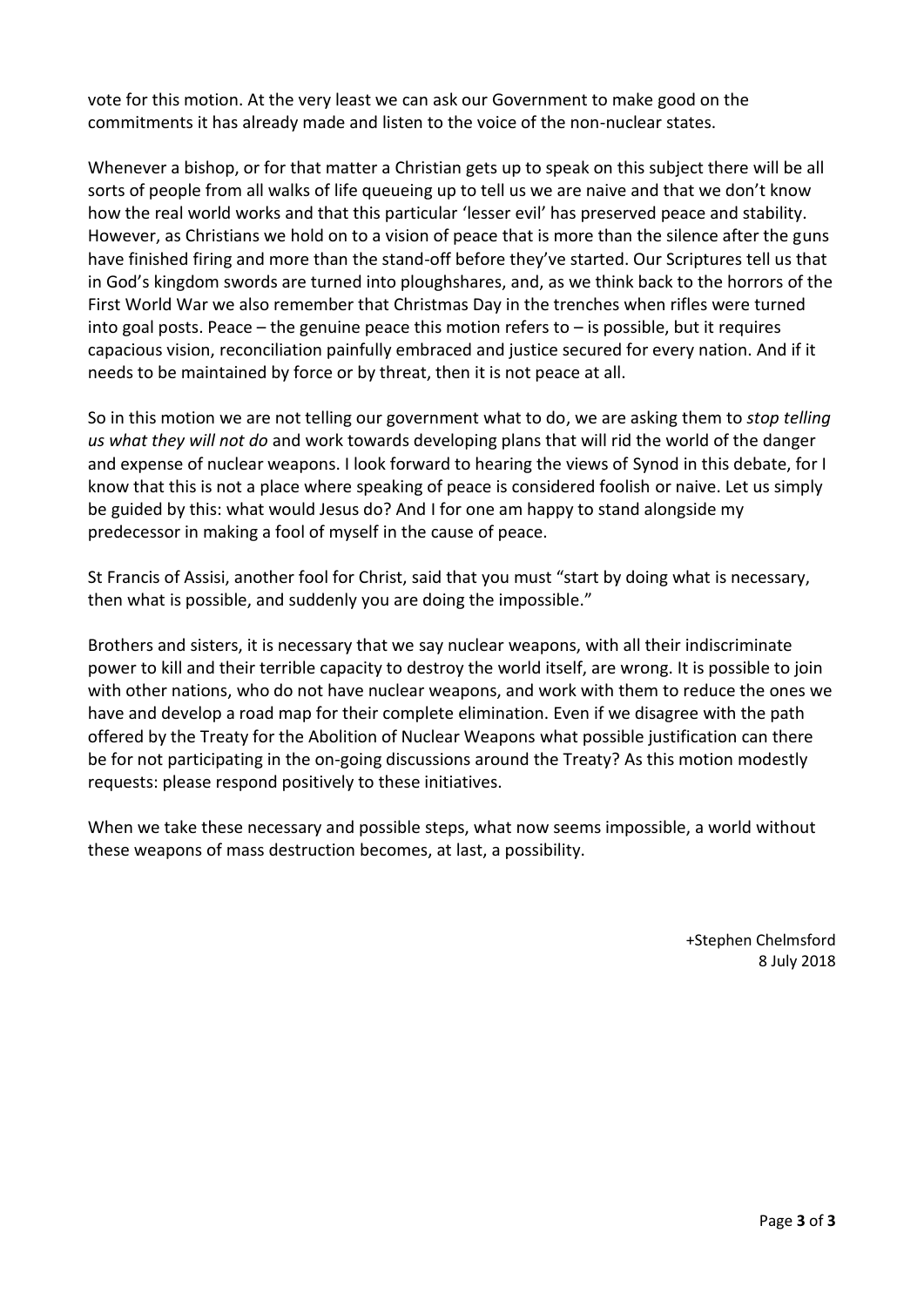vote for this motion. At the very least we can ask our Government to make good on the commitments it has already made and listen to the voice of the non-nuclear states.

Whenever a bishop, or for that matter a Christian gets up to speak on this subject there will be all sorts of people from all walks of life queueing up to tell us we are naive and that we don't know how the real world works and that this particular 'lesser evil' has preserved peace and stability. However, as Christians we hold on to a vision of peace that is more than the silence after the guns have finished firing and more than the stand-off before they've started. Our Scriptures tell us that in God's kingdom swords are turned into ploughshares, and, as we think back to the horrors of the First World War we also remember that Christmas Day in the trenches when rifles were turned into goal posts. Peace – the genuine peace this motion refers to – is possible, but it requires capacious vision, reconciliation painfully embraced and justice secured for every nation. And if it needs to be maintained by force or by threat, then it is not peace at all.

So in this motion we are not telling our government what to do, we are asking them to *stop telling us what they will not do* and work towards developing plans that will rid the world of the danger and expense of nuclear weapons. I look forward to hearing the views of Synod in this debate, for I know that this is not a place where speaking of peace is considered foolish or naive. Let us simply be guided by this: what would Jesus do? And I for one am happy to stand alongside my predecessor in making a fool of myself in the cause of peace.

St Francis of Assisi, another fool for Christ, said that you must "start by doing what is necessary, then what is possible, and suddenly you are doing the impossible."

Brothers and sisters, it is necessary that we say nuclear weapons, with all their indiscriminate power to kill and their terrible capacity to destroy the world itself, are wrong. It is possible to join with other nations, who do not have nuclear weapons, and work with them to reduce the ones we have and develop a road map for their complete elimination. Even if we disagree with the path offered by the Treaty for the Abolition of Nuclear Weapons what possible justification can there be for not participating in the on-going discussions around the Treaty? As this motion modestly requests: please respond positively to these initiatives.

When we take these necessary and possible steps, what now seems impossible, a world without these weapons of mass destruction becomes, at last, a possibility.

+Stephen Chelmsford
8 July 2018